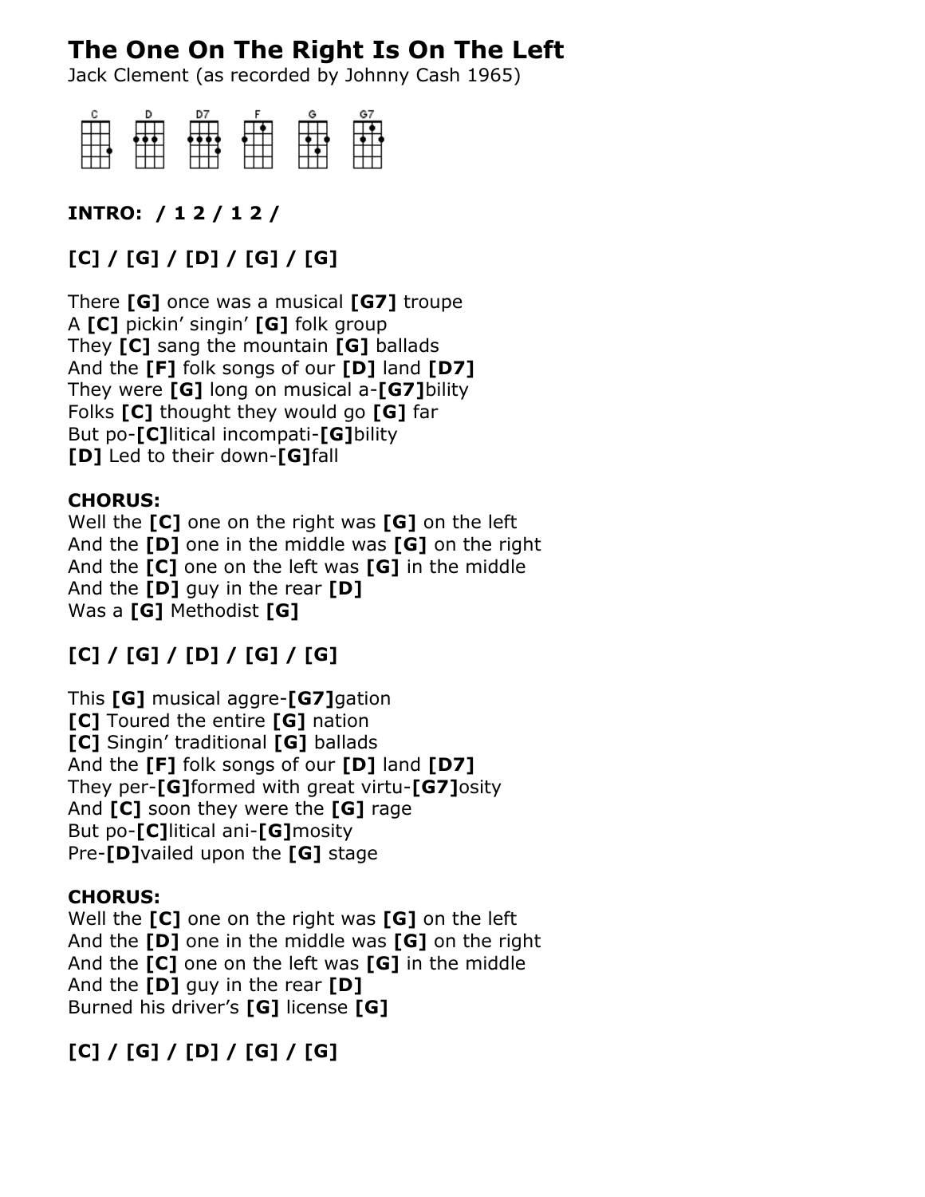# The One On The Right Is On The Left

Jack Clement (as recorded by Johnny Cash 1965)

C D D7 F G G7

**INTRO: / 1 2 / 1 2 /**

**[C] / [G] / [D] / [G] / [G]**

There **[G]** once was a musical **[G7]** troupe
A **[C]** pickin' singin' **[G]** folk group
They **[C]** sang the mountain **[G]** ballads
And the **[F]** folk songs of our **[D]** land **[D7]**
They were **[G]** long on musical a-**[G7]**bility
Folks **[C]** thought they would go **[G]** far
But po-**[C]**litical incompati-**[G]**bility
**[D]** Led to their down-**[G]**fall

**CHORUS:**
Well the **[C]** one on the right was **[G]** on the left
And the **[D]** one in the middle was **[G]** on the right
And the **[C]** one on the left was **[G]** in the middle
And the **[D]** guy in the rear **[D]**
Was a **[G]** Methodist **[G]**

**[C] / [G] / [D] / [G] / [G]**

This **[G]** musical aggre-**[G7]**gation
**[C]** Toured the entire **[G]** nation
**[C]** Singin' traditional **[G]** ballads
And the **[F]** folk songs of our **[D]** land **[D7]**
They per-**[G]**formed with great virtu-**[G7]**osity
And **[C]** soon they were the **[G]** rage
But po-**[C]**litical ani-**[G]**mosity
Pre-**[D]**vailed upon the **[G]** stage

**CHORUS:**
Well the **[C]** one on the right was **[G]** on the left
And the **[D]** one in the middle was **[G]** on the right
And the **[C]** one on the left was **[G]** in the middle
And the **[D]** guy in the rear **[D]**
Burned his driver's **[G]** license **[G]**

**[C] / [G] / [D] / [G] / [G]**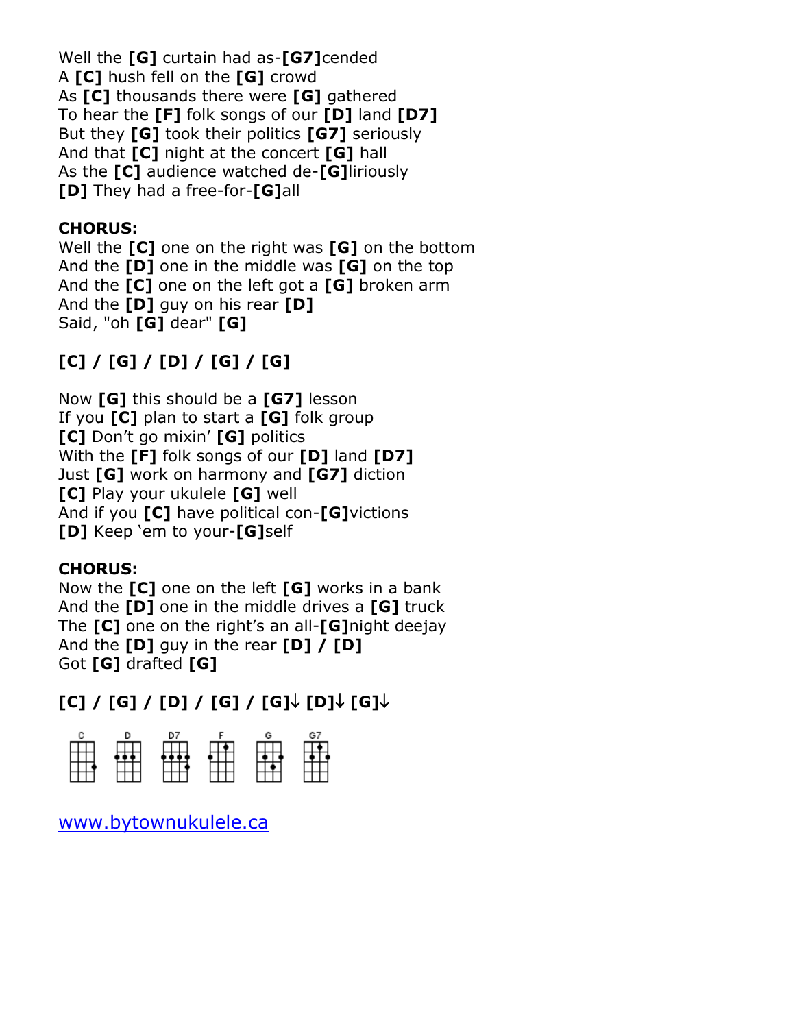Well the **[G]** curtain had as-**[G7]**cended
A **[C]** hush fell on the **[G]** crowd
As **[C]** thousands there were **[G]** gathered
To hear the **[F]** folk songs of our **[D]** land **[D7]**
But they **[G]** took their politics **[G7]** seriously
And that **[C]** night at the concert **[G]** hall
As the **[C]** audience watched de-**[G]**liriously
**[D]** They had a free-for-**[G]**all

**CHORUS:**
Well the **[C]** one on the right was **[G]** on the bottom
And the **[D]** one in the middle was **[G]** on the top
And the **[C]** one on the left got a **[G]** broken arm
And the **[D]** guy on his rear **[D]**
Said, "oh **[G]** dear" **[G]**

**[C] / [G] / [D] / [G] / [G]**

Now **[G]** this should be a **[G7]** lesson
If you **[C]** plan to start a **[G]** folk group
**[C]** Don't go mixin' **[G]** politics
With the **[F]** folk songs of our **[D]** land **[D7]**
Just **[G]** work on harmony and **[G7]** diction
**[C]** Play your ukulele **[G]** well
And if you **[C]** have political con-**[G]**victions
**[D]** Keep 'em to your-**[G]**self

**CHORUS:**
Now the **[C]** one on the left **[G]** works in a bank
And the **[D]** one in the middle drives a **[G]** truck
The **[C]** one on the right's an all-**[G]**night deejay
And the **[D]** guy in the rear **[D] / [D]**
Got **[G]** drafted **[G]**

**[C] / [G] / [D] / [G] / [G]↓ [D]↓ [G]↓**

C D D7 F G G7

www.bytownukulele.ca